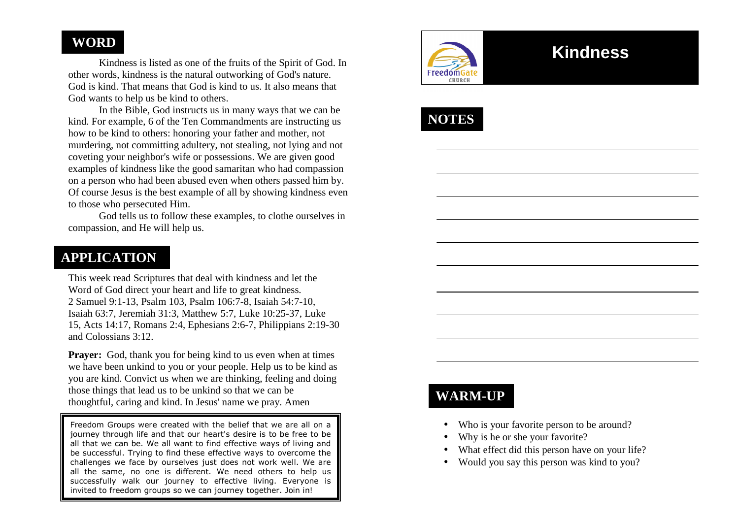# Kindness

FreedomGate CHURCH

## NOTES

## WARM-UP

- Who is your favorite person to be around?
- Why is he or she your favorite?
- What effect did this person have on your life?
- Would you say this person was kind to you?

## WORD

Kindness is listed as one of the fruits of the Spirit of God. In other words, kindness is the natural outworking of God's nature. God is kind. That means that God is kind to us. It also means that God wants to help us be kind to others.

In the Bible, God instructs us in many ways that we can be kind. For example, 6 of the Ten Commandments are instructing us how to be kind to others: honoring your father and mother, not murdering, not committing adultery, not stealing, not lying and not coveting your neighbor's wife or possessions. We are given good examples of kindness like the good samaritan who had compassion on a person who had been abused even when others passed him by. Of course Jesus is the best example of all by showing kindness even to those who persecuted Him.

God tells us to follow these examples, to clothe ourselves in compassion, and He will help us.

## APPLICATION

This week read Scriptures that deal with kindness and let the Word of God direct your heart and life to great kindness.
2 Samuel 9:1-13, Psalm 103, Psalm 106:7-8, Isaiah 54:7-10, Isaiah 63:7, Jeremiah 31:3, Matthew 5:7, Luke 10:25-37, Luke 15, Acts 14:17, Romans 2:4, Ephesians 2:6-7, Philippians 2:19-30 and Colossians 3:12.

**Prayer:** God, thank you for being kind to us even when at times we have been unkind to you or your people. Help us to be kind as you are kind. Convict us when we are thinking, feeling and doing those things that lead us to be unkind so that we can be thoughtful, caring and kind. In Jesus' name we pray. Amen

Freedom Groups were created with the belief that we are all on a journey through life and that our heart's desire is to be free to be all that we can be. We all want to find effective ways of living and be successful. Trying to find these effective ways to overcome the challenges we face by ourselves just does not work well. We are all the same, no one is different. We need others to help us successfully walk our journey to effective living. Everyone is invited to freedom groups so we can journey together. Join in!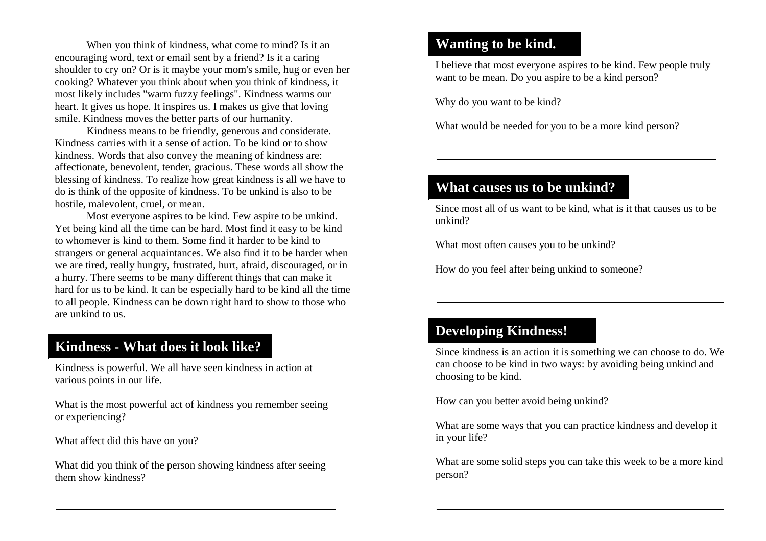When you think of kindness, what come to mind? Is it an encouraging word, text or email sent by a friend? Is it a caring shoulder to cry on? Or is it maybe your mom's smile, hug or even her cooking? Whatever you think about when you think of kindness, it most likely includes "warm fuzzy feelings". Kindness warms our heart. It gives us hope. It inspires us. I makes us give that loving smile. Kindness moves the better parts of our humanity.

Kindness means to be friendly, generous and considerate. Kindness carries with it a sense of action. To be kind or to show kindness. Words that also convey the meaning of kindness are: affectionate, benevolent, tender, gracious. These words all show the blessing of kindness. To realize how great kindness is all we have to do is think of the opposite of kindness. To be unkind is also to be hostile, malevolent, cruel, or mean.

Most everyone aspires to be kind. Few aspire to be unkind. Yet being kind all the time can be hard. Most find it easy to be kind to whomever is kind to them. Some find it harder to be kind to strangers or general acquaintances. We also find it to be harder when we are tired, really hungry, frustrated, hurt, afraid, discouraged, or in a hurry. There seems to be many different things that can make it hard for us to be kind. It can be especially hard to be kind all the time to all people. Kindness can be down right hard to show to those who are unkind to us.

## Kindness - What does it look like?

Kindness is powerful. We all have seen kindness in action at various points in our life.

What is the most powerful act of kindness you remember seeing or experiencing?

What affect did this have on you?

What did you think of the person showing kindness after seeing them show kindness?

---

## Wanting to be kind.

I believe that most everyone aspires to be kind. Few people truly want to be mean. Do you aspire to be a kind person?

Why do you want to be kind?

What would be needed for you to be a more kind person?

---

## What causes us to be unkind?

Since most all of us want to be kind, what is it that causes us to be unkind?

What most often causes you to be unkind?

How do you feel after being unkind to someone?

---

## Developing Kindness!

Since kindness is an action it is something we can choose to do. We can choose to be kind in two ways: by avoiding being unkind and choosing to be kind.

How can you better avoid being unkind?

What are some ways that you can practice kindness and develop it in your life?

What are some solid steps you can take this week to be a more kind person?

---